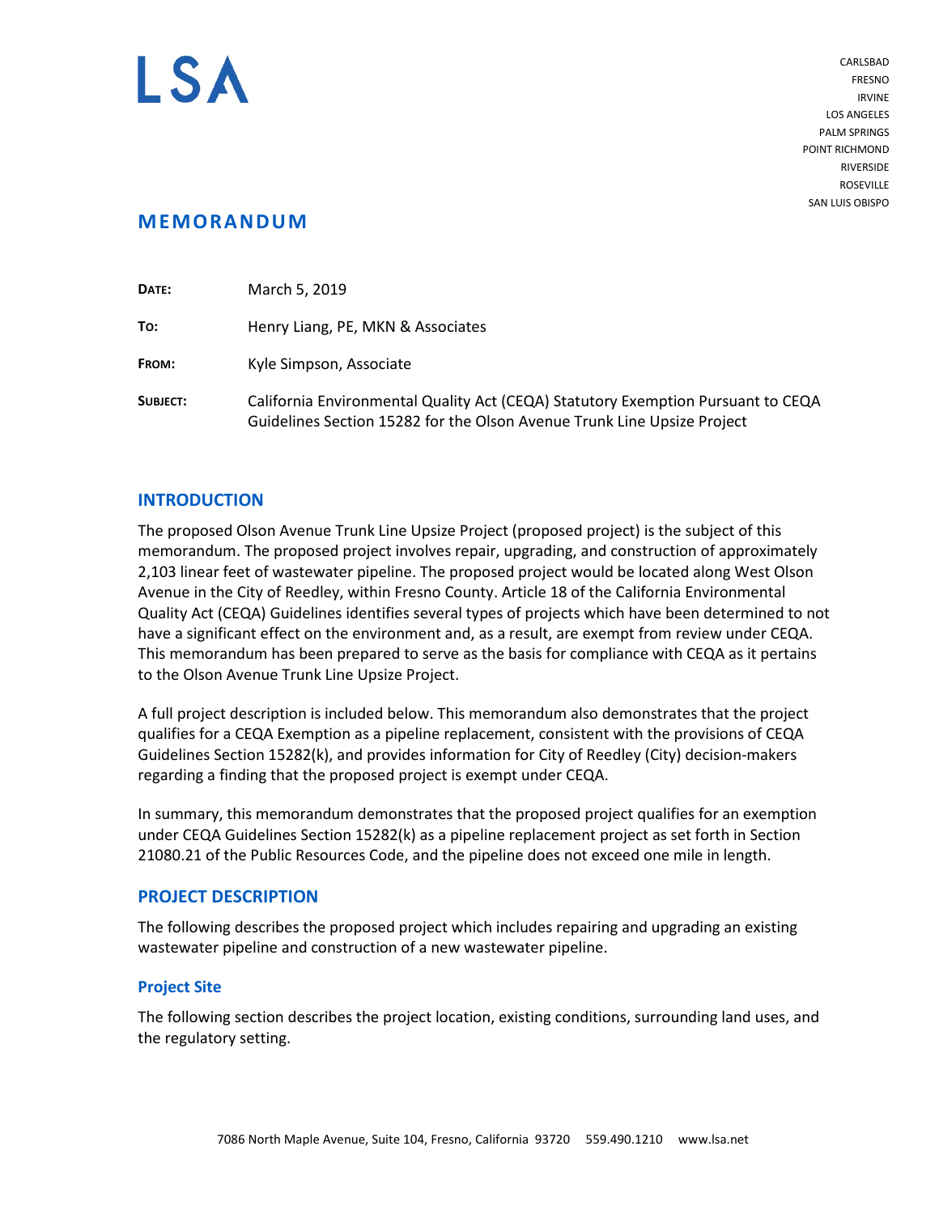# LSA

CARLSBAD
FRESNO
IRVINE
LOS ANGELES
PALM SPRINGS
POINT RICHMOND
RIVERSIDE
ROSEVILLE
SAN LUIS OBISPO

## MEMORANDUM

**DATE:** March 5, 2019

**TO:** Henry Liang, PE, MKN & Associates

**FROM:** Kyle Simpson, Associate

**SUBJECT:** California Environmental Quality Act (CEQA) Statutory Exemption Pursuant to CEQA Guidelines Section 15282 for the Olson Avenue Trunk Line Upsize Project

## INTRODUCTION

The proposed Olson Avenue Trunk Line Upsize Project (proposed project) is the subject of this memorandum. The proposed project involves repair, upgrading, and construction of approximately 2,103 linear feet of wastewater pipeline. The proposed project would be located along West Olson Avenue in the City of Reedley, within Fresno County. Article 18 of the California Environmental Quality Act (CEQA) Guidelines identifies several types of projects which have been determined to not have a significant effect on the environment and, as a result, are exempt from review under CEQA. This memorandum has been prepared to serve as the basis for compliance with CEQA as it pertains to the Olson Avenue Trunk Line Upsize Project.

A full project description is included below. This memorandum also demonstrates that the project qualifies for a CEQA Exemption as a pipeline replacement, consistent with the provisions of CEQA Guidelines Section 15282(k), and provides information for City of Reedley (City) decision-makers regarding a finding that the proposed project is exempt under CEQA.

In summary, this memorandum demonstrates that the proposed project qualifies for an exemption under CEQA Guidelines Section 15282(k) as a pipeline replacement project as set forth in Section 21080.21 of the Public Resources Code, and the pipeline does not exceed one mile in length.

## PROJECT DESCRIPTION

The following describes the proposed project which includes repairing and upgrading an existing wastewater pipeline and construction of a new wastewater pipeline.

### Project Site

The following section describes the project location, existing conditions, surrounding land uses, and the regulatory setting.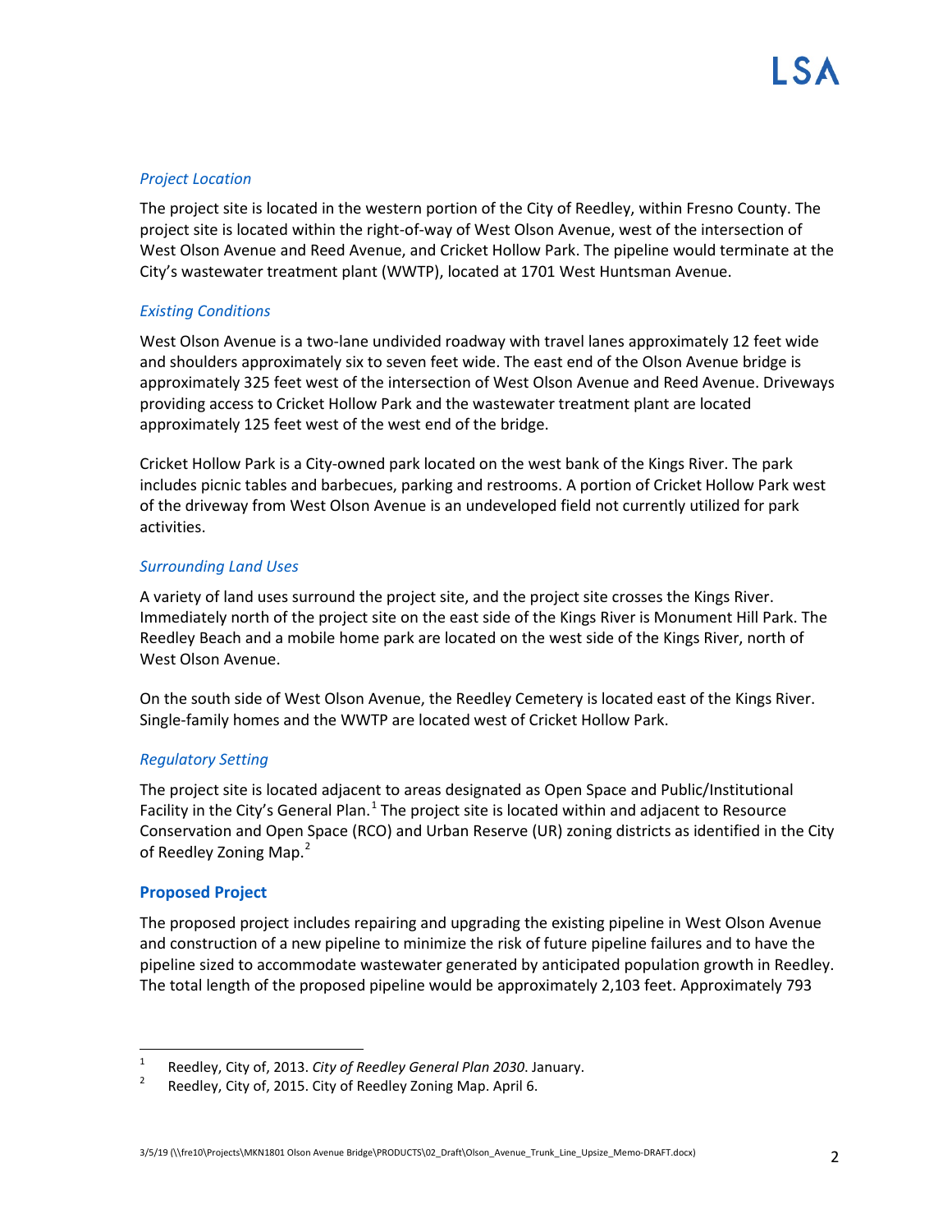*Project Location*

The project site is located in the western portion of the City of Reedley, within Fresno County. The project site is located within the right-of-way of West Olson Avenue, west of the intersection of West Olson Avenue and Reed Avenue, and Cricket Hollow Park. The pipeline would terminate at the City's wastewater treatment plant (WWTP), located at 1701 West Huntsman Avenue.

*Existing Conditions*

West Olson Avenue is a two-lane undivided roadway with travel lanes approximately 12 feet wide and shoulders approximately six to seven feet wide. The east end of the Olson Avenue bridge is approximately 325 feet west of the intersection of West Olson Avenue and Reed Avenue. Driveways providing access to Cricket Hollow Park and the wastewater treatment plant are located approximately 125 feet west of the west end of the bridge.

Cricket Hollow Park is a City-owned park located on the west bank of the Kings River. The park includes picnic tables and barbecues, parking and restrooms. A portion of Cricket Hollow Park west of the driveway from West Olson Avenue is an undeveloped field not currently utilized for park activities.

*Surrounding Land Uses*

A variety of land uses surround the project site, and the project site crosses the Kings River. Immediately north of the project site on the east side of the Kings River is Monument Hill Park. The Reedley Beach and a mobile home park are located on the west side of the Kings River, north of West Olson Avenue.

On the south side of West Olson Avenue, the Reedley Cemetery is located east of the Kings River. Single-family homes and the WWTP are located west of Cricket Hollow Park.

*Regulatory Setting*

The project site is located adjacent to areas designated as Open Space and Public/Institutional Facility in the City's General Plan.[1] The project site is located within and adjacent to Resource Conservation and Open Space (RCO) and Urban Reserve (UR) zoning districts as identified in the City of Reedley Zoning Map.[2]

### Proposed Project

The proposed project includes repairing and upgrading the existing pipeline in West Olson Avenue and construction of a new pipeline to minimize the risk of future pipeline failures and to have the pipeline sized to accommodate wastewater generated by anticipated population growth in Reedley. The total length of the proposed pipeline would be approximately 2,103 feet. Approximately 793

---

[1] Reedley, City of, 2013. *City of Reedley General Plan 2030*. January.

[2] Reedley, City of, 2015. City of Reedley Zoning Map. April 6.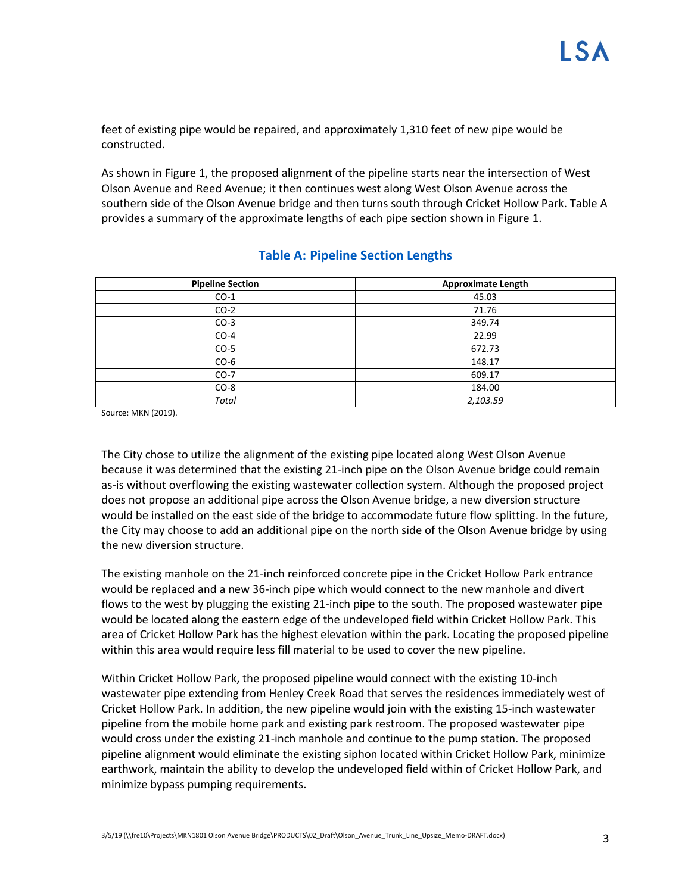feet of existing pipe would be repaired, and approximately 1,310 feet of new pipe would be constructed.

As shown in Figure 1, the proposed alignment of the pipeline starts near the intersection of West Olson Avenue and Reed Avenue; it then continues west along West Olson Avenue across the southern side of the Olson Avenue bridge and then turns south through Cricket Hollow Park. Table A provides a summary of the approximate lengths of each pipe section shown in Figure 1.

## Table A: Pipeline Section Lengths

| Pipeline Section | Approximate Length |
|---|---|
| CO-1 | 45.03 |
| CO-2 | 71.76 |
| CO-3 | 349.74 |
| CO-4 | 22.99 |
| CO-5 | 672.73 |
| CO-6 | 148.17 |
| CO-7 | 609.17 |
| CO-8 | 184.00 |
| *Total* | *2,103.59* |

Source: MKN (2019).

The City chose to utilize the alignment of the existing pipe located along West Olson Avenue because it was determined that the existing 21-inch pipe on the Olson Avenue bridge could remain as-is without overflowing the existing wastewater collection system. Although the proposed project does not propose an additional pipe across the Olson Avenue bridge, a new diversion structure would be installed on the east side of the bridge to accommodate future flow splitting. In the future, the City may choose to add an additional pipe on the north side of the Olson Avenue bridge by using the new diversion structure.

The existing manhole on the 21-inch reinforced concrete pipe in the Cricket Hollow Park entrance would be replaced and a new 36-inch pipe which would connect to the new manhole and divert flows to the west by plugging the existing 21-inch pipe to the south. The proposed wastewater pipe would be located along the eastern edge of the undeveloped field within Cricket Hollow Park. This area of Cricket Hollow Park has the highest elevation within the park. Locating the proposed pipeline within this area would require less fill material to be used to cover the new pipeline.

Within Cricket Hollow Park, the proposed pipeline would connect with the existing 10-inch wastewater pipe extending from Henley Creek Road that serves the residences immediately west of Cricket Hollow Park. In addition, the new pipeline would join with the existing 15-inch wastewater pipeline from the mobile home park and existing park restroom. The proposed wastewater pipe would cross under the existing 21-inch manhole and continue to the pump station. The proposed pipeline alignment would eliminate the existing siphon located within Cricket Hollow Park, minimize earthwork, maintain the ability to develop the undeveloped field within of Cricket Hollow Park, and minimize bypass pumping requirements.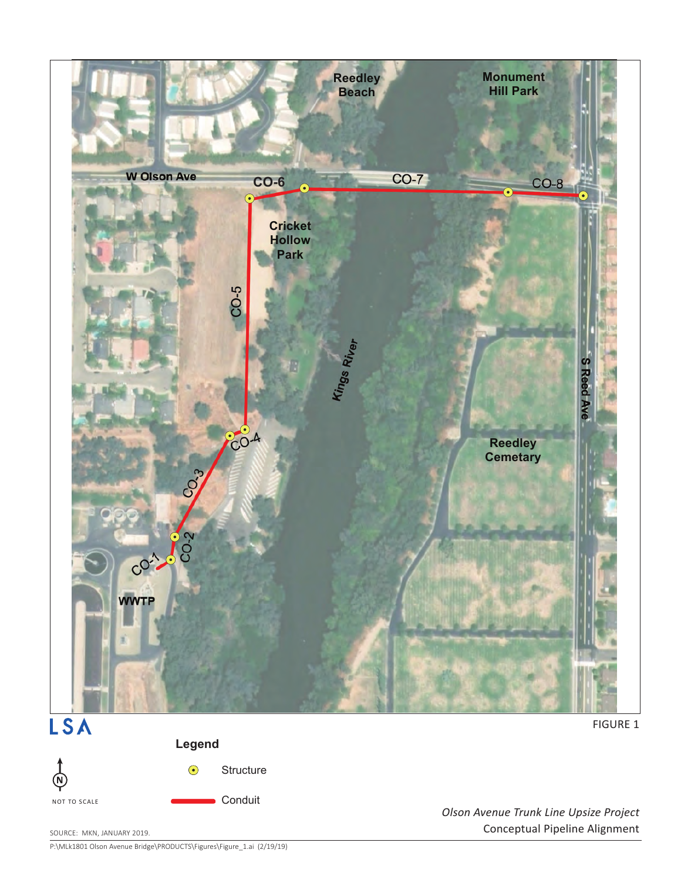Reedley Beach

Monument Hill Park

W Olson Ave

CO-6

CO-7

CO-8

Cricket Hollow Park

CO-5

Kings River

S Reed Ave

CO-4

CO-3

CO-2

CO-1

WWTP

Reedley Cemetary

LSA

FIGURE 1

NOT TO SCALE

**Legend**

Structure

Conduit

*Olson Avenue Trunk Line Upsize Project*

Conceptual Pipeline Alignment

SOURCE: MKN, JANUARY 2019.

P:\MLk1801 Olson Avenue Bridge\PRODUCTS\Figures\Figure_1.ai (2/19/19)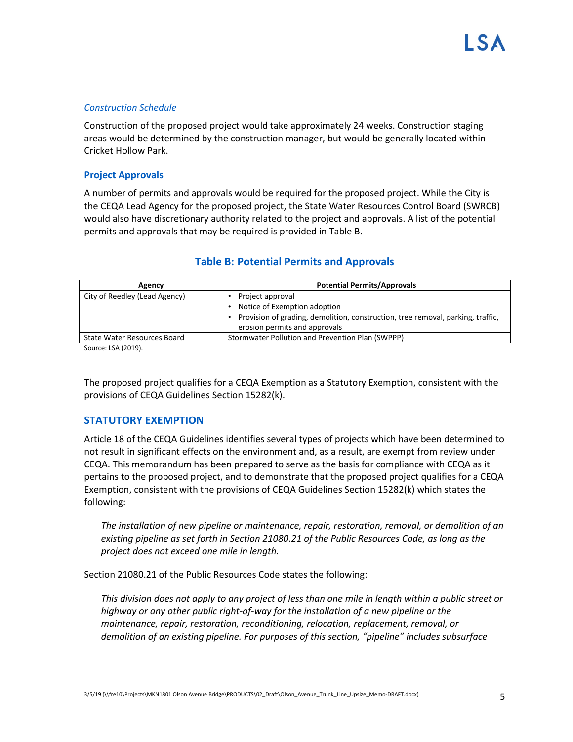*Construction Schedule*

Construction of the proposed project would take approximately 24 weeks. Construction staging areas would be determined by the construction manager, but would be generally located within Cricket Hollow Park.

### Project Approvals

A number of permits and approvals would be required for the proposed project. While the City is the CEQA Lead Agency for the proposed project, the State Water Resources Control Board (SWRCB) would also have discretionary authority related to the project and approvals. A list of the potential permits and approvals that may be required is provided in Table B.

**Table B: Potential Permits and Approvals**

| Agency | Potential Permits/Approvals |
|---|---|
| City of Reedley (Lead Agency) | • Project approval<br>• Notice of Exemption adoption<br>• Provision of grading, demolition, construction, tree removal, parking, traffic, erosion permits and approvals |
| State Water Resources Board | Stormwater Pollution and Prevention Plan (SWPPP) |

Source: LSA (2019).

The proposed project qualifies for a CEQA Exemption as a Statutory Exemption, consistent with the provisions of CEQA Guidelines Section 15282(k).

## STATUTORY EXEMPTION

Article 18 of the CEQA Guidelines identifies several types of projects which have been determined to not result in significant effects on the environment and, as a result, are exempt from review under CEQA. This memorandum has been prepared to serve as the basis for compliance with CEQA as it pertains to the proposed project, and to demonstrate that the proposed project qualifies for a CEQA Exemption, consistent with the provisions of CEQA Guidelines Section 15282(k) which states the following:

> *The installation of new pipeline or maintenance, repair, restoration, removal, or demolition of an existing pipeline as set forth in Section 21080.21 of the Public Resources Code, as long as the project does not exceed one mile in length.*

Section 21080.21 of the Public Resources Code states the following:

> *This division does not apply to any project of less than one mile in length within a public street or highway or any other public right-of-way for the installation of a new pipeline or the maintenance, repair, restoration, reconditioning, relocation, replacement, removal, or demolition of an existing pipeline. For purposes of this section, "pipeline" includes subsurface*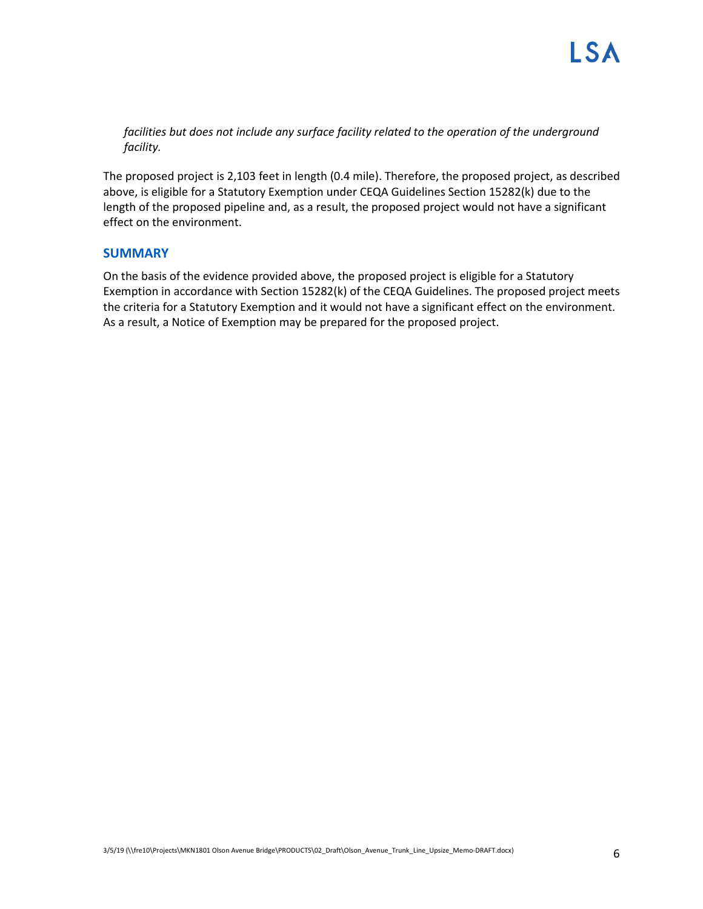*facilities but does not include any surface facility related to the operation of the underground facility.*

The proposed project is 2,103 feet in length (0.4 mile). Therefore, the proposed project, as described above, is eligible for a Statutory Exemption under CEQA Guidelines Section 15282(k) due to the length of the proposed pipeline and, as a result, the proposed project would not have a significant effect on the environment.

## SUMMARY

On the basis of the evidence provided above, the proposed project is eligible for a Statutory Exemption in accordance with Section 15282(k) of the CEQA Guidelines. The proposed project meets the criteria for a Statutory Exemption and it would not have a significant effect on the environment. As a result, a Notice of Exemption may be prepared for the proposed project.